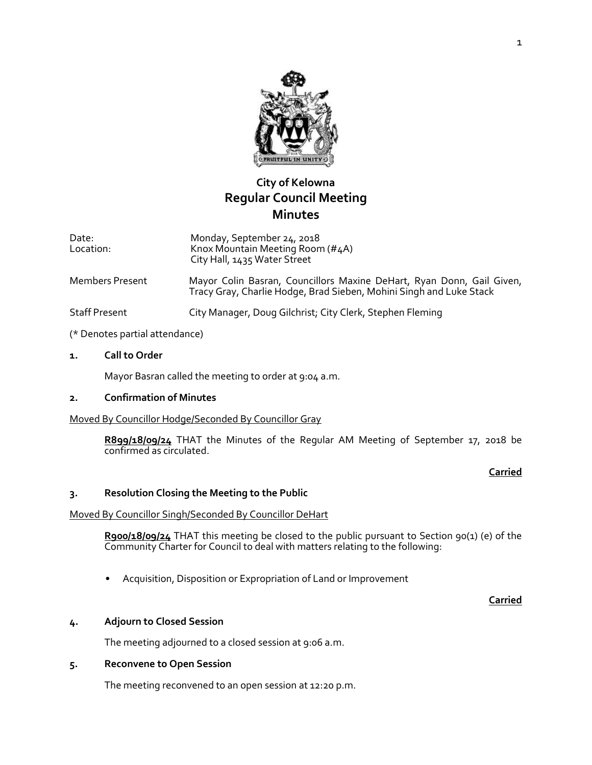# City of Kelowna
# Regular Council Meeting
# Minutes

Date: Monday, September 24, 2018
Location: Knox Mountain Meeting Room (#4A)
City Hall, 1435 Water Street

Members Present: Mayor Colin Basran, Councillors Maxine DeHart, Ryan Donn, Gail Given, Tracy Gray, Charlie Hodge, Brad Sieben, Mohini Singh and Luke Stack

Staff Present: City Manager, Doug Gilchrist; City Clerk, Stephen Fleming

(* Denotes partial attendance)

## 1. Call to Order

Mayor Basran called the meeting to order at 9:04 a.m.

## 2. Confirmation of Minutes

Moved By Councillor Hodge/Seconded By Councillor Gray

**R899/18/09/24** THAT the Minutes of the Regular AM Meeting of September 17, 2018 be confirmed as circulated.

**Carried**

## 3. Resolution Closing the Meeting to the Public

Moved By Councillor Singh/Seconded By Councillor DeHart

**R900/18/09/24** THAT this meeting be closed to the public pursuant to Section 90(1) (e) of the Community Charter for Council to deal with matters relating to the following:

- Acquisition, Disposition or Expropriation of Land or Improvement

**Carried**

## 4. Adjourn to Closed Session

The meeting adjourned to a closed session at 9:06 a.m.

## 5. Reconvene to Open Session

The meeting reconvened to an open session at 12:20 p.m.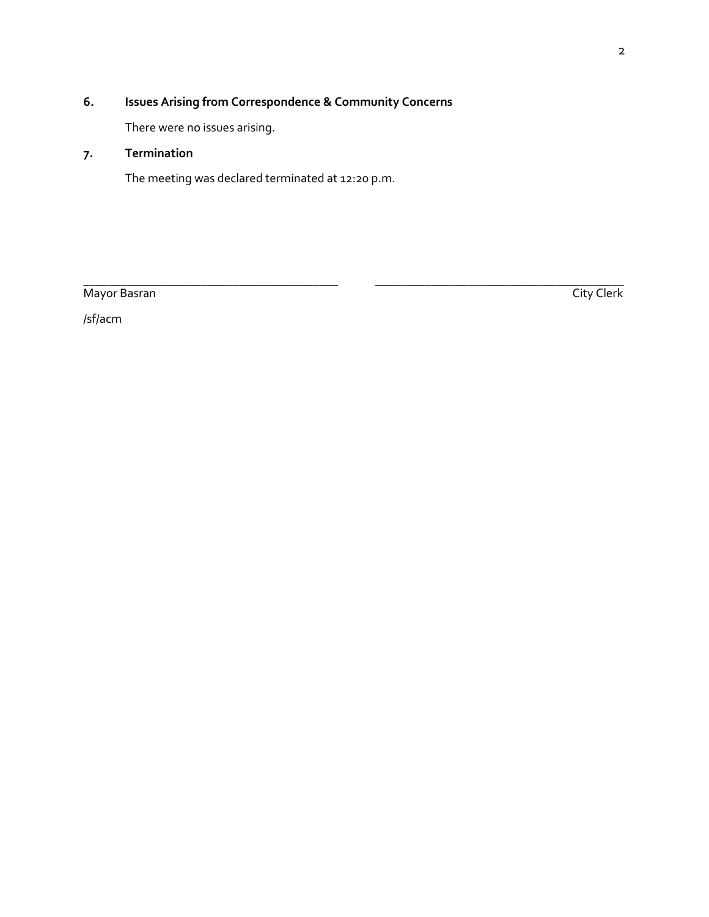## 6. Issues Arising from Correspondence & Community Concerns

There were no issues arising.

## 7. Termination

The meeting was declared terminated at 12:20 p.m.

| | |
|---|---|
| Mayor Basran | City Clerk |

/sf/acm